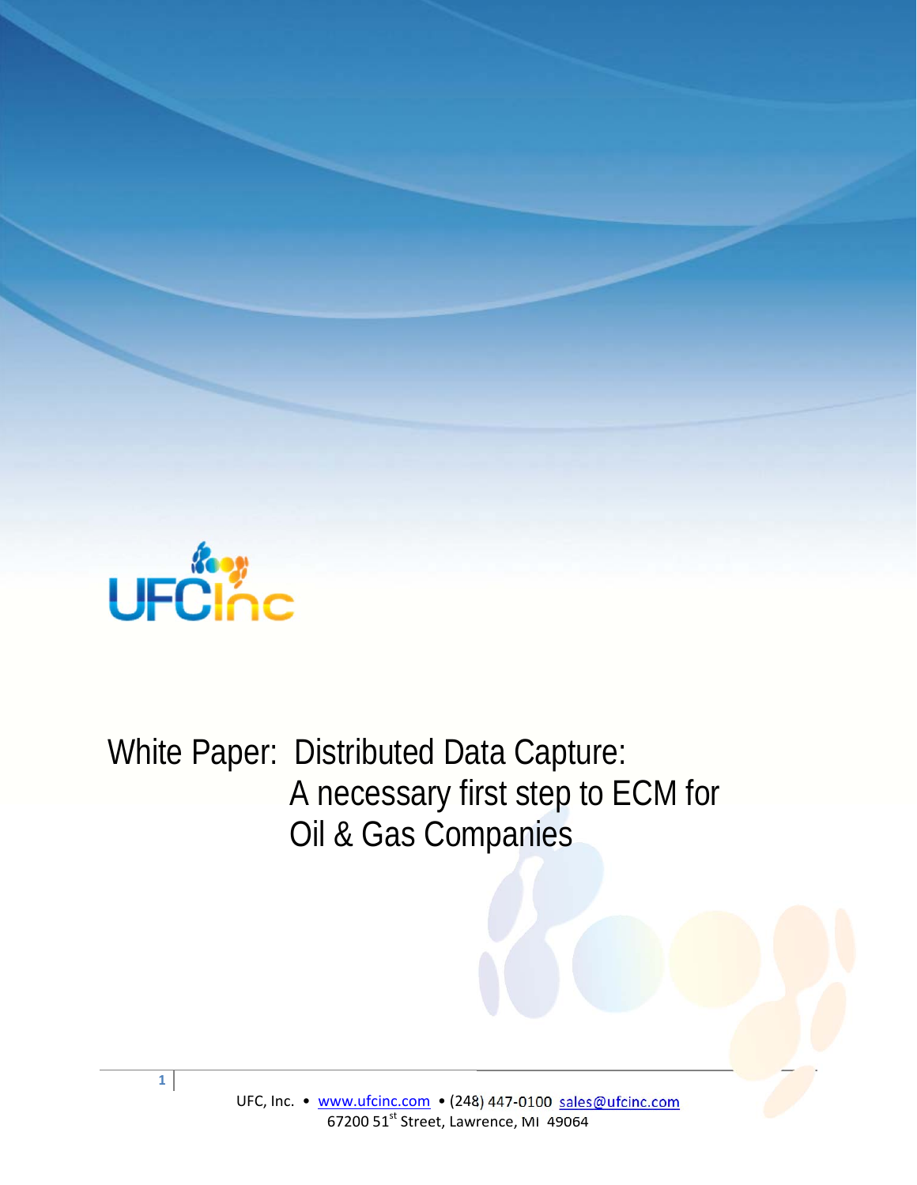UFCInc

# White Paper: Distributed Data Capture: A necessary first step to ECM for Oil & Gas Companies

UFC, Inc. • www.ufcinc.com • (248) 447-0100 sales@ufcinc.com
67200 51st Street, Lawrence, MI 49064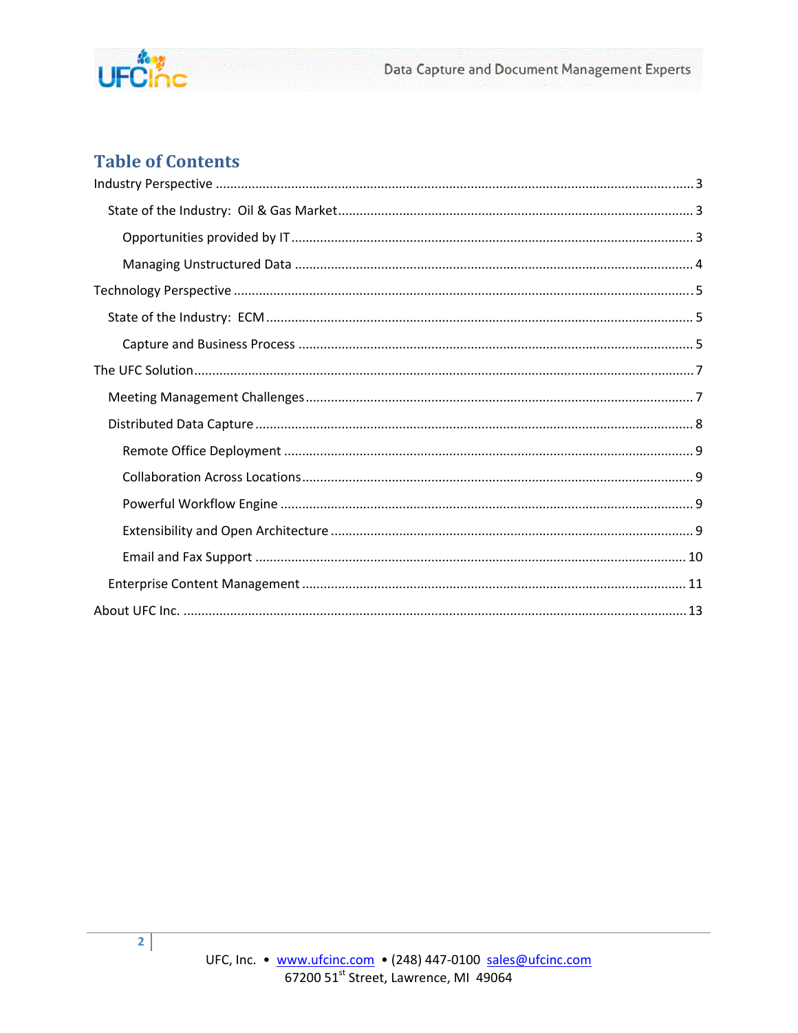# Table of Contents

Industry Perspective ..... 3

- State of the Industry: Oil & Gas Market ..... 3
  - Opportunities provided by IT ..... 3
  - Managing Unstructured Data ..... 4

Technology Perspective ..... 5

- State of the Industry: ECM ..... 5
  - Capture and Business Process ..... 5

The UFC Solution ..... 7

- Meeting Management Challenges ..... 7
- Distributed Data Capture ..... 8
  - Remote Office Deployment ..... 9
  - Collaboration Across Locations ..... 9
  - Powerful Workflow Engine ..... 9
  - Extensibility and Open Architecture ..... 9
  - Email and Fax Support ..... 10
- Enterprise Content Management ..... 11

About UFC Inc. ..... 13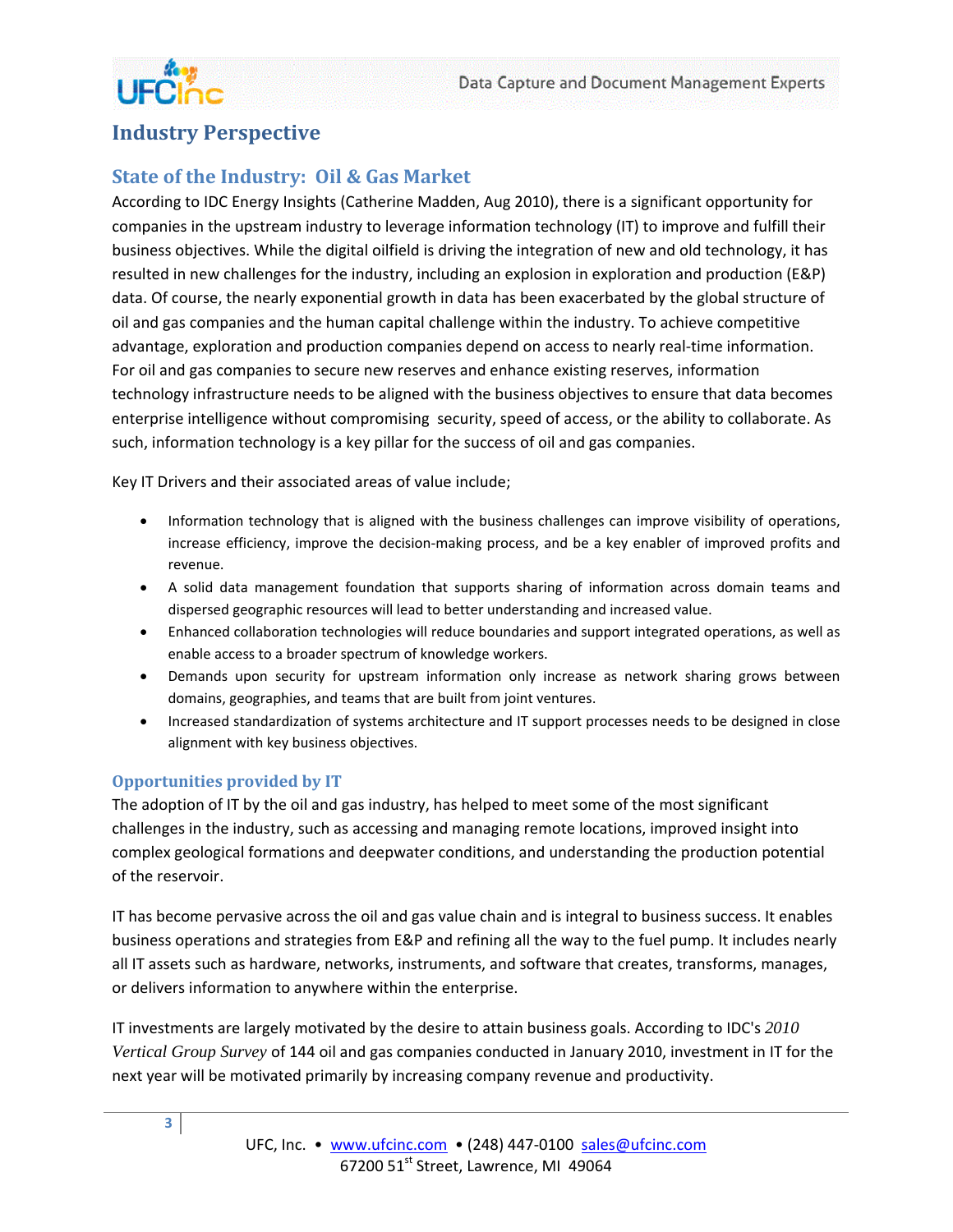# Industry Perspective

## State of the Industry: Oil & Gas Market

According to IDC Energy Insights (Catherine Madden, Aug 2010), there is a significant opportunity for companies in the upstream industry to leverage information technology (IT) to improve and fulfill their business objectives. While the digital oilfield is driving the integration of new and old technology, it has resulted in new challenges for the industry, including an explosion in exploration and production (E&P) data. Of course, the nearly exponential growth in data has been exacerbated by the global structure of oil and gas companies and the human capital challenge within the industry. To achieve competitive advantage, exploration and production companies depend on access to nearly real-time information. For oil and gas companies to secure new reserves and enhance existing reserves, information technology infrastructure needs to be aligned with the business objectives to ensure that data becomes enterprise intelligence without compromising security, speed of access, or the ability to collaborate. As such, information technology is a key pillar for the success of oil and gas companies.

Key IT Drivers and their associated areas of value include;

- Information technology that is aligned with the business challenges can improve visibility of operations, increase efficiency, improve the decision-making process, and be a key enabler of improved profits and revenue.
- A solid data management foundation that supports sharing of information across domain teams and dispersed geographic resources will lead to better understanding and increased value.
- Enhanced collaboration technologies will reduce boundaries and support integrated operations, as well as enable access to a broader spectrum of knowledge workers.
- Demands upon security for upstream information only increase as network sharing grows between domains, geographies, and teams that are built from joint ventures.
- Increased standardization of systems architecture and IT support processes needs to be designed in close alignment with key business objectives.

### Opportunities provided by IT

The adoption of IT by the oil and gas industry, has helped to meet some of the most significant challenges in the industry, such as accessing and managing remote locations, improved insight into complex geological formations and deepwater conditions, and understanding the production potential of the reservoir.

IT has become pervasive across the oil and gas value chain and is integral to business success. It enables business operations and strategies from E&P and refining all the way to the fuel pump. It includes nearly all IT assets such as hardware, networks, instruments, and software that creates, transforms, manages, or delivers information to anywhere within the enterprise.

IT investments are largely motivated by the desire to attain business goals. According to IDC's *2010 Vertical Group Survey* of 144 oil and gas companies conducted in January 2010, investment in IT for the next year will be motivated primarily by increasing company revenue and productivity.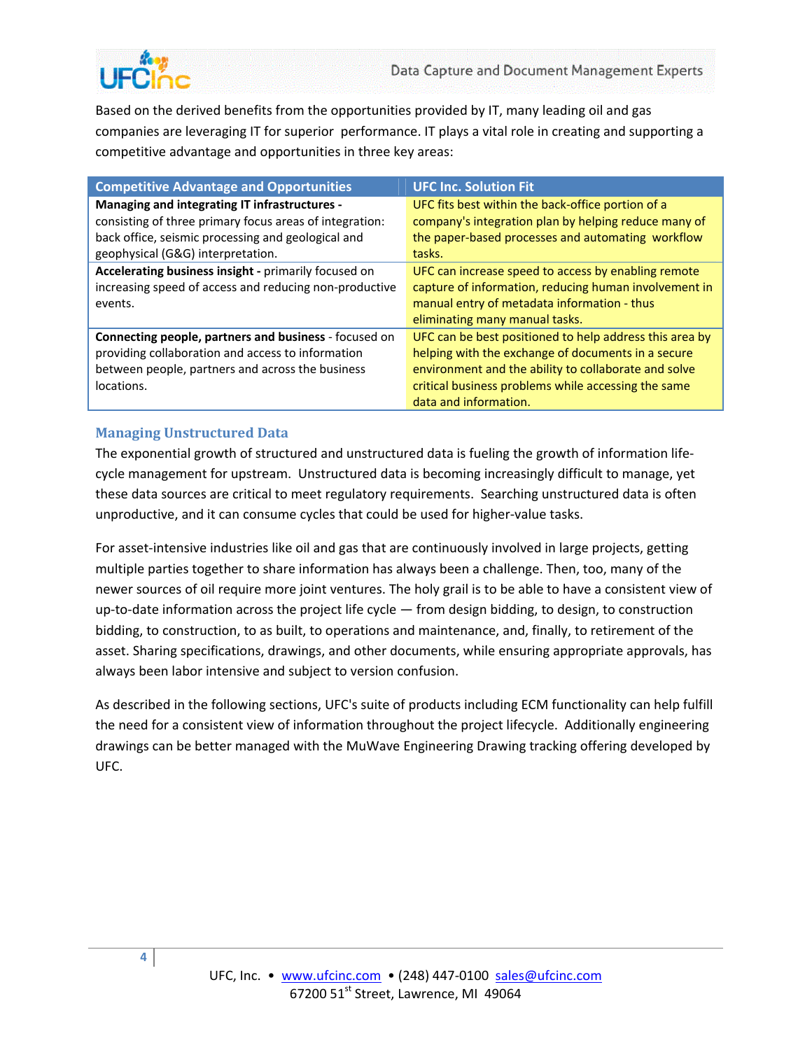Based on the derived benefits from the opportunities provided by IT, many leading oil and gas companies are leveraging IT for superior performance. IT plays a vital role in creating and supporting a competitive advantage and opportunities in three key areas:

| Competitive Advantage and Opportunities | UFC Inc. Solution Fit |
| --- | --- |
| **Managing and integrating IT infrastructures -** consisting of three primary focus areas of integration: back office, seismic processing and geological and geophysical (G&G) interpretation. | UFC fits best within the back-office portion of a company's integration plan by helping reduce many of the paper-based processes and automating workflow tasks. |
| **Accelerating business insight -** primarily focused on increasing speed of access and reducing non-productive events. | UFC can increase speed to access by enabling remote capture of information, reducing human involvement in manual entry of metadata information - thus eliminating many manual tasks. |
| **Connecting people, partners and business** - focused on providing collaboration and access to information between people, partners and across the business locations. | UFC can be best positioned to help address this area by helping with the exchange of documents in a secure environment and the ability to collaborate and solve critical business problems while accessing the same data and information. |

## Managing Unstructured Data

The exponential growth of structured and unstructured data is fueling the growth of information life-cycle management for upstream. Unstructured data is becoming increasingly difficult to manage, yet these data sources are critical to meet regulatory requirements. Searching unstructured data is often unproductive, and it can consume cycles that could be used for higher-value tasks.

For asset-intensive industries like oil and gas that are continuously involved in large projects, getting multiple parties together to share information has always been a challenge. Then, too, many of the newer sources of oil require more joint ventures. The holy grail is to be able to have a consistent view of up-to-date information across the project life cycle — from design bidding, to design, to construction bidding, to construction, to as built, to operations and maintenance, and, finally, to retirement of the asset. Sharing specifications, drawings, and other documents, while ensuring appropriate approvals, has always been labor intensive and subject to version confusion.

As described in the following sections, UFC's suite of products including ECM functionality can help fulfill the need for a consistent view of information throughout the project lifecycle. Additionally engineering drawings can be better managed with the MuWave Engineering Drawing tracking offering developed by UFC.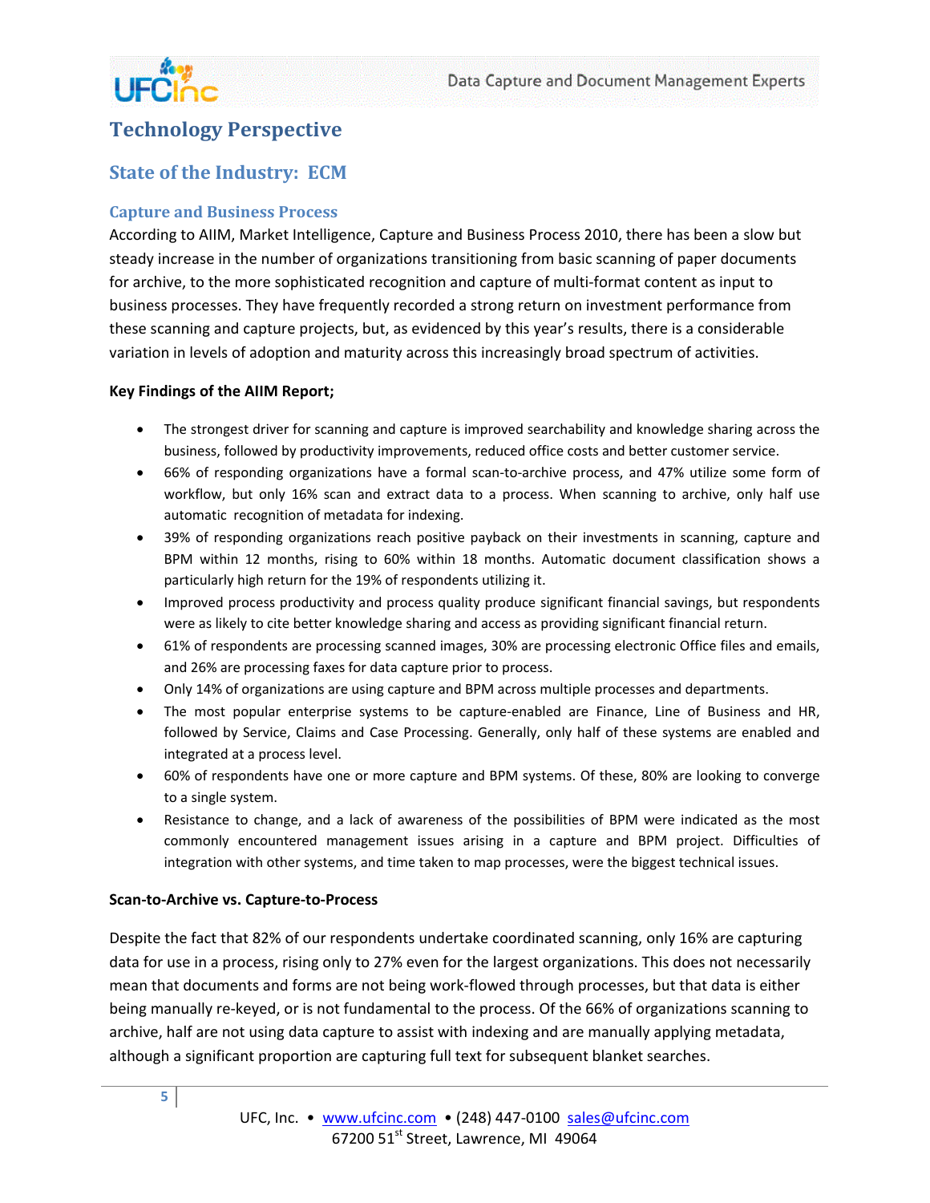# Technology Perspective

## State of the Industry: ECM

### Capture and Business Process

According to AIIM, Market Intelligence, Capture and Business Process 2010, there has been a slow but steady increase in the number of organizations transitioning from basic scanning of paper documents for archive, to the more sophisticated recognition and capture of multi-format content as input to business processes. They have frequently recorded a strong return on investment performance from these scanning and capture projects, but, as evidenced by this year's results, there is a considerable variation in levels of adoption and maturity across this increasingly broad spectrum of activities.

**Key Findings of the AIIM Report;**

- The strongest driver for scanning and capture is improved searchability and knowledge sharing across the business, followed by productivity improvements, reduced office costs and better customer service.
- 66% of responding organizations have a formal scan-to-archive process, and 47% utilize some form of workflow, but only 16% scan and extract data to a process. When scanning to archive, only half use automatic recognition of metadata for indexing.
- 39% of responding organizations reach positive payback on their investments in scanning, capture and BPM within 12 months, rising to 60% within 18 months. Automatic document classification shows a particularly high return for the 19% of respondents utilizing it.
- Improved process productivity and process quality produce significant financial savings, but respondents were as likely to cite better knowledge sharing and access as providing significant financial return.
- 61% of respondents are processing scanned images, 30% are processing electronic Office files and emails, and 26% are processing faxes for data capture prior to process.
- Only 14% of organizations are using capture and BPM across multiple processes and departments.
- The most popular enterprise systems to be capture-enabled are Finance, Line of Business and HR, followed by Service, Claims and Case Processing. Generally, only half of these systems are enabled and integrated at a process level.
- 60% of respondents have one or more capture and BPM systems. Of these, 80% are looking to converge to a single system.
- Resistance to change, and a lack of awareness of the possibilities of BPM were indicated as the most commonly encountered management issues arising in a capture and BPM project. Difficulties of integration with other systems, and time taken to map processes, were the biggest technical issues.

**Scan-to-Archive vs. Capture-to-Process**

Despite the fact that 82% of our respondents undertake coordinated scanning, only 16% are capturing data for use in a process, rising only to 27% even for the largest organizations. This does not necessarily mean that documents and forms are not being work-flowed through processes, but that data is either being manually re-keyed, or is not fundamental to the process. Of the 66% of organizations scanning to archive, half are not using data capture to assist with indexing and are manually applying metadata, although a significant proportion are capturing full text for subsequent blanket searches.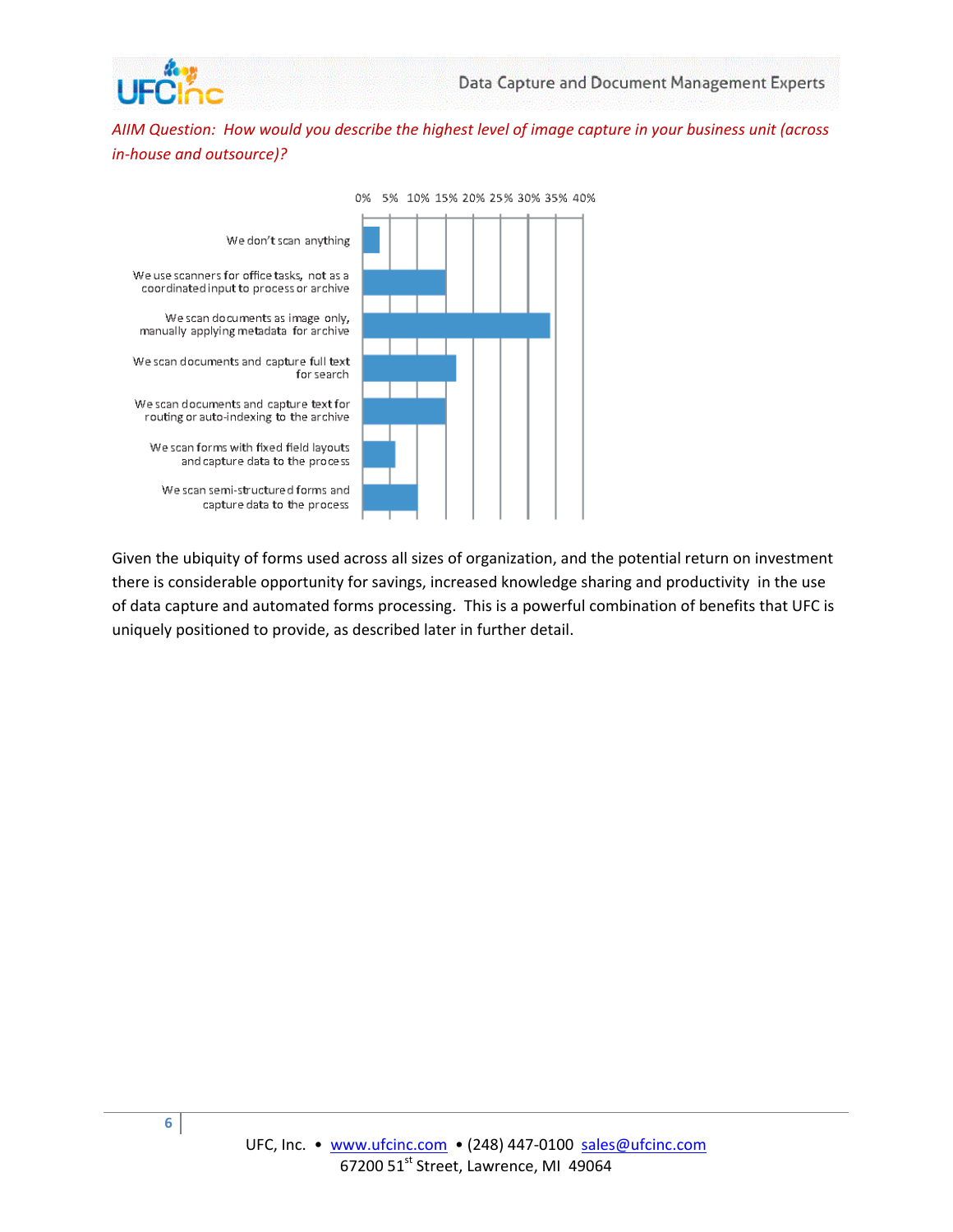*AIIM Question: How would you describe the highest level of image capture in your business unit (across in-house and outsource)?*

| Response | 0% 5% 10% 15% 20% 25% 30% 35% 40% |
|---|---|
| We don't scan anything | |
| We use scanners for office tasks, not as a coordinated input to process or archive | |
| We scan documents as image only, manually applying metadata for archive | |
| We scan documents and capture full text for search | |
| We scan documents and capture text for routing or auto-indexing to the archive | |
| We scan forms with fixed field layouts and capture data to the process | |
| We scan semi-structured forms and capture data to the process | |

Given the ubiquity of forms used across all sizes of organization, and the potential return on investment there is considerable opportunity for savings, increased knowledge sharing and productivity in the use of data capture and automated forms processing. This is a powerful combination of benefits that UFC is uniquely positioned to provide, as described later in further detail.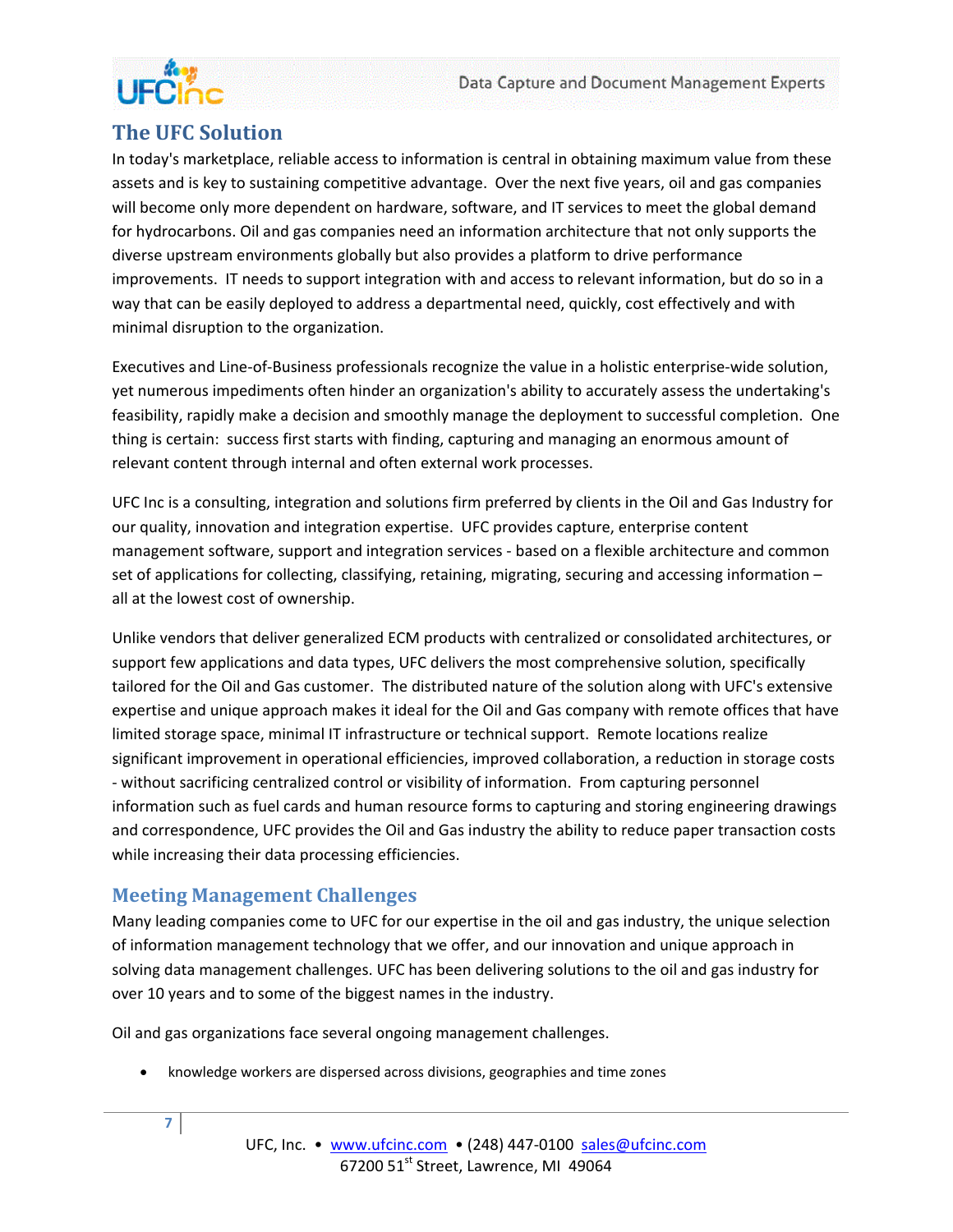## The UFC Solution

In today's marketplace, reliable access to information is central in obtaining maximum value from these assets and is key to sustaining competitive advantage. Over the next five years, oil and gas companies will become only more dependent on hardware, software, and IT services to meet the global demand for hydrocarbons. Oil and gas companies need an information architecture that not only supports the diverse upstream environments globally but also provides a platform to drive performance improvements. IT needs to support integration with and access to relevant information, but do so in a way that can be easily deployed to address a departmental need, quickly, cost effectively and with minimal disruption to the organization.

Executives and Line-of-Business professionals recognize the value in a holistic enterprise-wide solution, yet numerous impediments often hinder an organization's ability to accurately assess the undertaking's feasibility, rapidly make a decision and smoothly manage the deployment to successful completion. One thing is certain: success first starts with finding, capturing and managing an enormous amount of relevant content through internal and often external work processes.

UFC Inc is a consulting, integration and solutions firm preferred by clients in the Oil and Gas Industry for our quality, innovation and integration expertise. UFC provides capture, enterprise content management software, support and integration services - based on a flexible architecture and common set of applications for collecting, classifying, retaining, migrating, securing and accessing information – all at the lowest cost of ownership.

Unlike vendors that deliver generalized ECM products with centralized or consolidated architectures, or support few applications and data types, UFC delivers the most comprehensive solution, specifically tailored for the Oil and Gas customer. The distributed nature of the solution along with UFC's extensive expertise and unique approach makes it ideal for the Oil and Gas company with remote offices that have limited storage space, minimal IT infrastructure or technical support. Remote locations realize significant improvement in operational efficiencies, improved collaboration, a reduction in storage costs - without sacrificing centralized control or visibility of information. From capturing personnel information such as fuel cards and human resource forms to capturing and storing engineering drawings and correspondence, UFC provides the Oil and Gas industry the ability to reduce paper transaction costs while increasing their data processing efficiencies.

## Meeting Management Challenges

Many leading companies come to UFC for our expertise in the oil and gas industry, the unique selection of information management technology that we offer, and our innovation and unique approach in solving data management challenges. UFC has been delivering solutions to the oil and gas industry for over 10 years and to some of the biggest names in the industry.

Oil and gas organizations face several ongoing management challenges.

- knowledge workers are dispersed across divisions, geographies and time zones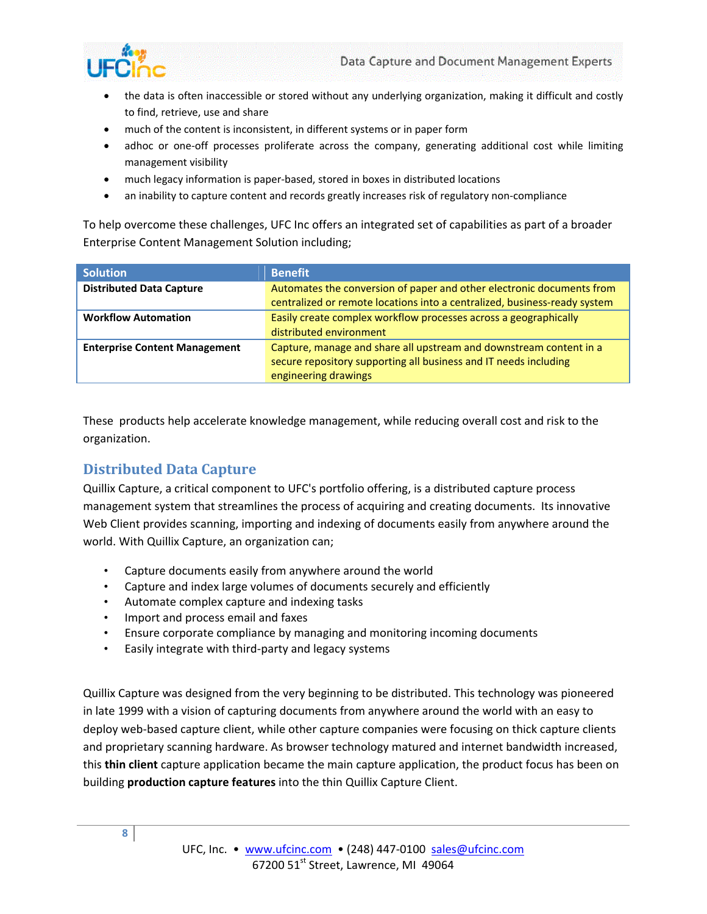- the data is often inaccessible or stored without any underlying organization, making it difficult and costly to find, retrieve, use and share
- much of the content is inconsistent, in different systems or in paper form
- adhoc or one-off processes proliferate across the company, generating additional cost while limiting management visibility
- much legacy information is paper-based, stored in boxes in distributed locations
- an inability to capture content and records greatly increases risk of regulatory non-compliance

To help overcome these challenges, UFC Inc offers an integrated set of capabilities as part of a broader Enterprise Content Management Solution including;

| Solution | Benefit |
| --- | --- |
| **Distributed Data Capture** | Automates the conversion of paper and other electronic documents from centralized or remote locations into a centralized, business-ready system |
| **Workflow Automation** | Easily create complex workflow processes across a geographically distributed environment |
| **Enterprise Content Management** | Capture, manage and share all upstream and downstream content in a secure repository supporting all business and IT needs including engineering drawings |

These products help accelerate knowledge management, while reducing overall cost and risk to the organization.

## Distributed Data Capture

Quillix Capture, a critical component to UFC's portfolio offering, is a distributed capture process management system that streamlines the process of acquiring and creating documents. Its innovative Web Client provides scanning, importing and indexing of documents easily from anywhere around the world. With Quillix Capture, an organization can;

- Capture documents easily from anywhere around the world
- Capture and index large volumes of documents securely and efficiently
- Automate complex capture and indexing tasks
- Import and process email and faxes
- Ensure corporate compliance by managing and monitoring incoming documents
- Easily integrate with third-party and legacy systems

Quillix Capture was designed from the very beginning to be distributed. This technology was pioneered in late 1999 with a vision of capturing documents from anywhere around the world with an easy to deploy web-based capture client, while other capture companies were focusing on thick capture clients and proprietary scanning hardware. As browser technology matured and internet bandwidth increased, this **thin client** capture application became the main capture application, the product focus has been on building **production capture features** into the thin Quillix Capture Client.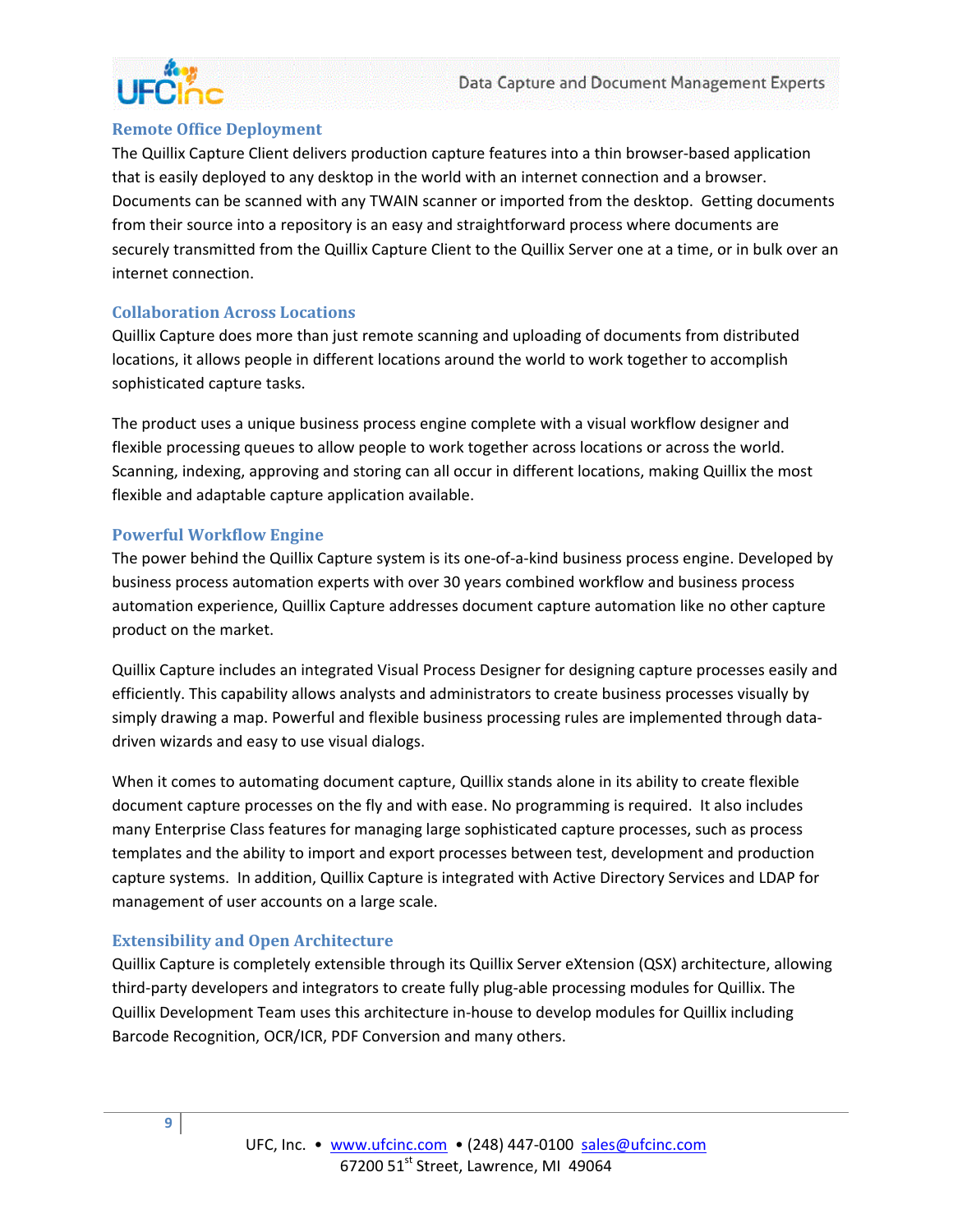## Remote Office Deployment

The Quillix Capture Client delivers production capture features into a thin browser-based application that is easily deployed to any desktop in the world with an internet connection and a browser. Documents can be scanned with any TWAIN scanner or imported from the desktop. Getting documents from their source into a repository is an easy and straightforward process where documents are securely transmitted from the Quillix Capture Client to the Quillix Server one at a time, or in bulk over an internet connection.

## Collaboration Across Locations

Quillix Capture does more than just remote scanning and uploading of documents from distributed locations, it allows people in different locations around the world to work together to accomplish sophisticated capture tasks.

The product uses a unique business process engine complete with a visual workflow designer and flexible processing queues to allow people to work together across locations or across the world. Scanning, indexing, approving and storing can all occur in different locations, making Quillix the most flexible and adaptable capture application available.

## Powerful Workflow Engine

The power behind the Quillix Capture system is its one-of-a-kind business process engine. Developed by business process automation experts with over 30 years combined workflow and business process automation experience, Quillix Capture addresses document capture automation like no other capture product on the market.

Quillix Capture includes an integrated Visual Process Designer for designing capture processes easily and efficiently. This capability allows analysts and administrators to create business processes visually by simply drawing a map. Powerful and flexible business processing rules are implemented through data-driven wizards and easy to use visual dialogs.

When it comes to automating document capture, Quillix stands alone in its ability to create flexible document capture processes on the fly and with ease. No programming is required. It also includes many Enterprise Class features for managing large sophisticated capture processes, such as process templates and the ability to import and export processes between test, development and production capture systems. In addition, Quillix Capture is integrated with Active Directory Services and LDAP for management of user accounts on a large scale.

## Extensibility and Open Architecture

Quillix Capture is completely extensible through its Quillix Server eXtension (QSX) architecture, allowing third-party developers and integrators to create fully plug-able processing modules for Quillix. The Quillix Development Team uses this architecture in-house to develop modules for Quillix including Barcode Recognition, OCR/ICR, PDF Conversion and many others.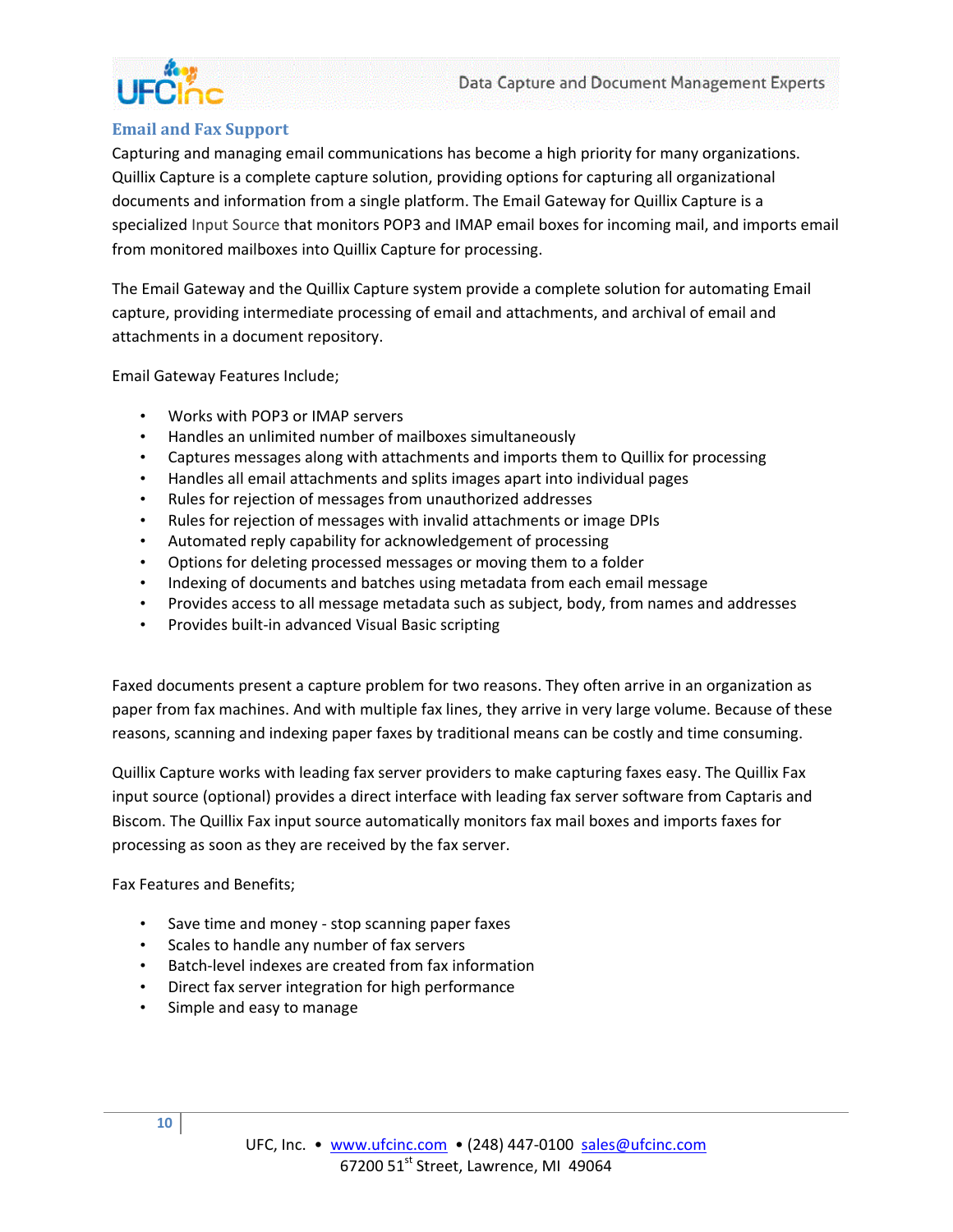## Email and Fax Support

Capturing and managing email communications has become a high priority for many organizations. Quillix Capture is a complete capture solution, providing options for capturing all organizational documents and information from a single platform. The Email Gateway for Quillix Capture is a specialized Input Source that monitors POP3 and IMAP email boxes for incoming mail, and imports email from monitored mailboxes into Quillix Capture for processing.

The Email Gateway and the Quillix Capture system provide a complete solution for automating Email capture, providing intermediate processing of email and attachments, and archival of email and attachments in a document repository.

Email Gateway Features Include;

- Works with POP3 or IMAP servers
- Handles an unlimited number of mailboxes simultaneously
- Captures messages along with attachments and imports them to Quillix for processing
- Handles all email attachments and splits images apart into individual pages
- Rules for rejection of messages from unauthorized addresses
- Rules for rejection of messages with invalid attachments or image DPIs
- Automated reply capability for acknowledgement of processing
- Options for deleting processed messages or moving them to a folder
- Indexing of documents and batches using metadata from each email message
- Provides access to all message metadata such as subject, body, from names and addresses
- Provides built-in advanced Visual Basic scripting

Faxed documents present a capture problem for two reasons. They often arrive in an organization as paper from fax machines. And with multiple fax lines, they arrive in very large volume. Because of these reasons, scanning and indexing paper faxes by traditional means can be costly and time consuming.

Quillix Capture works with leading fax server providers to make capturing faxes easy. The Quillix Fax input source (optional) provides a direct interface with leading fax server software from Captaris and Biscom. The Quillix Fax input source automatically monitors fax mail boxes and imports faxes for processing as soon as they are received by the fax server.

Fax Features and Benefits;

- Save time and money - stop scanning paper faxes
- Scales to handle any number of fax servers
- Batch-level indexes are created from fax information
- Direct fax server integration for high performance
- Simple and easy to manage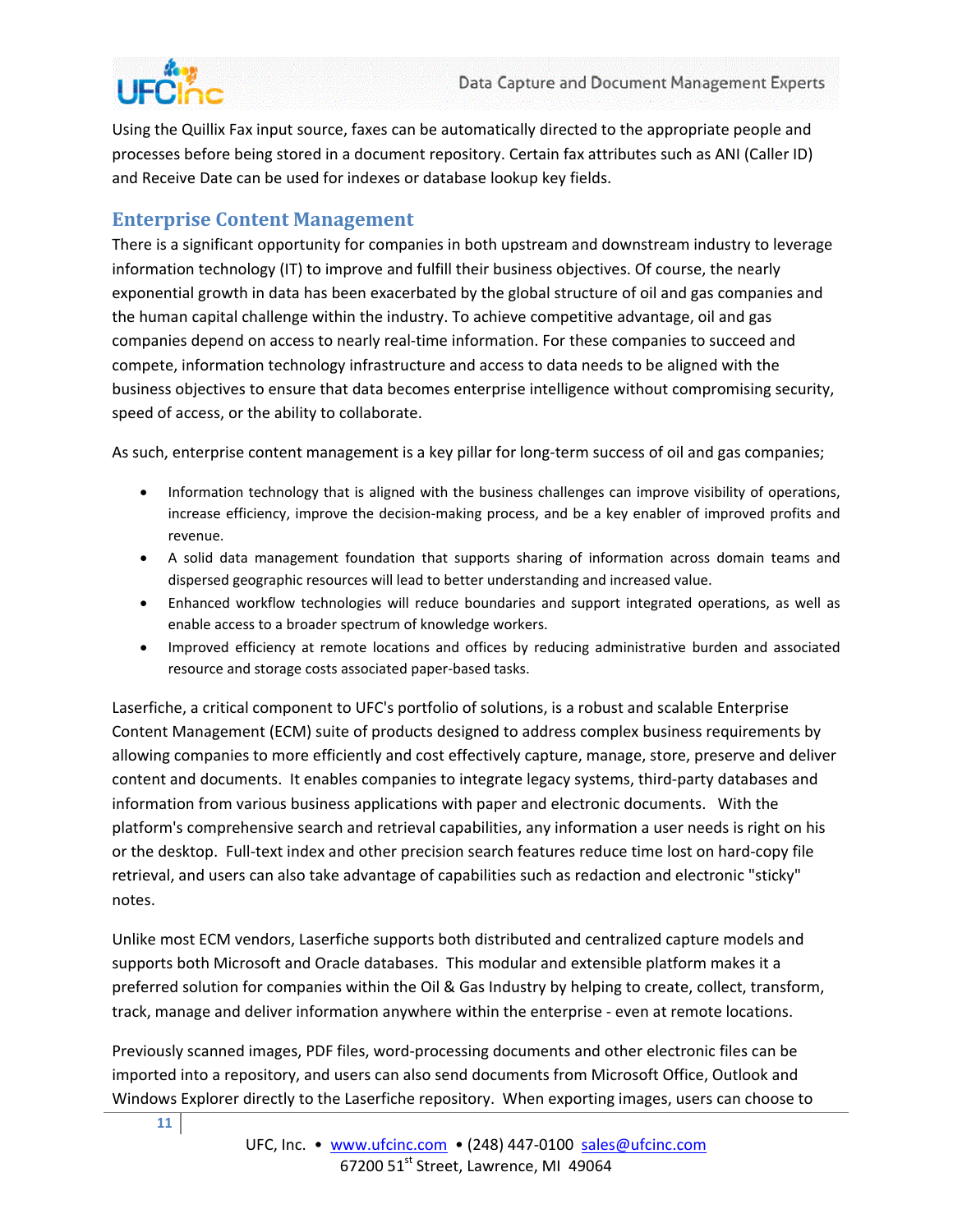Using the Quillix Fax input source, faxes can be automatically directed to the appropriate people and processes before being stored in a document repository. Certain fax attributes such as ANI (Caller ID) and Receive Date can be used for indexes or database lookup key fields.

## Enterprise Content Management

There is a significant opportunity for companies in both upstream and downstream industry to leverage information technology (IT) to improve and fulfill their business objectives. Of course, the nearly exponential growth in data has been exacerbated by the global structure of oil and gas companies and the human capital challenge within the industry. To achieve competitive advantage, oil and gas companies depend on access to nearly real-time information. For these companies to succeed and compete, information technology infrastructure and access to data needs to be aligned with the business objectives to ensure that data becomes enterprise intelligence without compromising security, speed of access, or the ability to collaborate.

As such, enterprise content management is a key pillar for long-term success of oil and gas companies;

- Information technology that is aligned with the business challenges can improve visibility of operations, increase efficiency, improve the decision-making process, and be a key enabler of improved profits and revenue.
- A solid data management foundation that supports sharing of information across domain teams and dispersed geographic resources will lead to better understanding and increased value.
- Enhanced workflow technologies will reduce boundaries and support integrated operations, as well as enable access to a broader spectrum of knowledge workers.
- Improved efficiency at remote locations and offices by reducing administrative burden and associated resource and storage costs associated paper-based tasks.

Laserfiche, a critical component to UFC's portfolio of solutions, is a robust and scalable Enterprise Content Management (ECM) suite of products designed to address complex business requirements by allowing companies to more efficiently and cost effectively capture, manage, store, preserve and deliver content and documents. It enables companies to integrate legacy systems, third-party databases and information from various business applications with paper and electronic documents. With the platform's comprehensive search and retrieval capabilities, any information a user needs is right on his or the desktop. Full-text index and other precision search features reduce time lost on hard-copy file retrieval, and users can also take advantage of capabilities such as redaction and electronic "sticky" notes.

Unlike most ECM vendors, Laserfiche supports both distributed and centralized capture models and supports both Microsoft and Oracle databases. This modular and extensible platform makes it a preferred solution for companies within the Oil & Gas Industry by helping to create, collect, transform, track, manage and deliver information anywhere within the enterprise - even at remote locations.

Previously scanned images, PDF files, word-processing documents and other electronic files can be imported into a repository, and users can also send documents from Microsoft Office, Outlook and Windows Explorer directly to the Laserfiche repository. When exporting images, users can choose to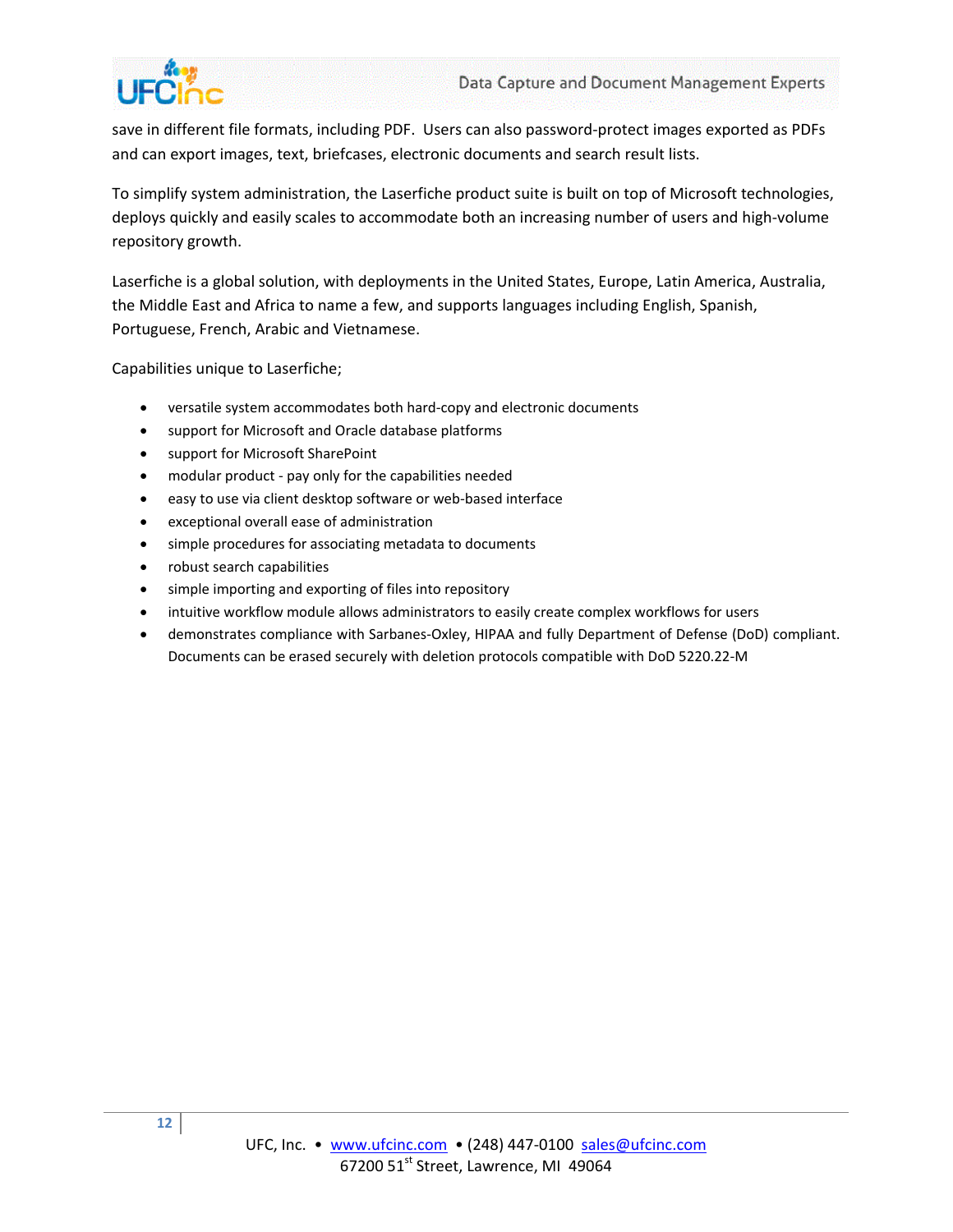save in different file formats, including PDF. Users can also password-protect images exported as PDFs and can export images, text, briefcases, electronic documents and search result lists.

To simplify system administration, the Laserfiche product suite is built on top of Microsoft technologies, deploys quickly and easily scales to accommodate both an increasing number of users and high-volume repository growth.

Laserfiche is a global solution, with deployments in the United States, Europe, Latin America, Australia, the Middle East and Africa to name a few, and supports languages including English, Spanish, Portuguese, French, Arabic and Vietnamese.

Capabilities unique to Laserfiche;

- versatile system accommodates both hard-copy and electronic documents
- support for Microsoft and Oracle database platforms
- support for Microsoft SharePoint
- modular product - pay only for the capabilities needed
- easy to use via client desktop software or web-based interface
- exceptional overall ease of administration
- simple procedures for associating metadata to documents
- robust search capabilities
- simple importing and exporting of files into repository
- intuitive workflow module allows administrators to easily create complex workflows for users
- demonstrates compliance with Sarbanes-Oxley, HIPAA and fully Department of Defense (DoD) compliant. Documents can be erased securely with deletion protocols compatible with DoD 5220.22-M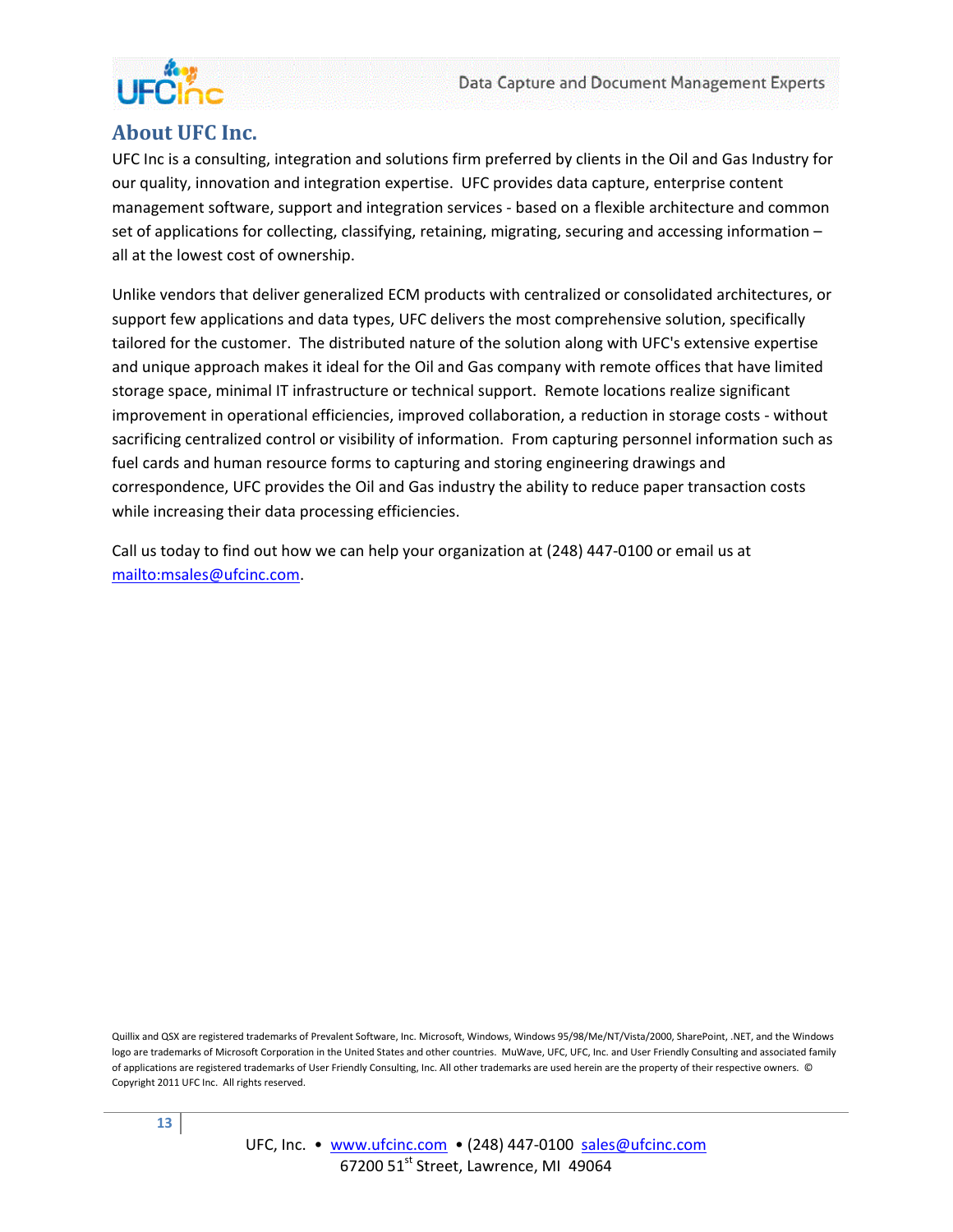## About UFC Inc.

UFC Inc is a consulting, integration and solutions firm preferred by clients in the Oil and Gas Industry for our quality, innovation and integration expertise. UFC provides data capture, enterprise content management software, support and integration services - based on a flexible architecture and common set of applications for collecting, classifying, retaining, migrating, securing and accessing information – all at the lowest cost of ownership.

Unlike vendors that deliver generalized ECM products with centralized or consolidated architectures, or support few applications and data types, UFC delivers the most comprehensive solution, specifically tailored for the customer. The distributed nature of the solution along with UFC's extensive expertise and unique approach makes it ideal for the Oil and Gas company with remote offices that have limited storage space, minimal IT infrastructure or technical support. Remote locations realize significant improvement in operational efficiencies, improved collaboration, a reduction in storage costs - without sacrificing centralized control or visibility of information. From capturing personnel information such as fuel cards and human resource forms to capturing and storing engineering drawings and correspondence, UFC provides the Oil and Gas industry the ability to reduce paper transaction costs while increasing their data processing efficiencies.

Call us today to find out how we can help your organization at (248) 447-0100 or email us at mailto:msales@ufcinc.com.

Quillix and QSX are registered trademarks of Prevalent Software, Inc. Microsoft, Windows, Windows 95/98/Me/NT/Vista/2000, SharePoint, .NET, and the Windows logo are trademarks of Microsoft Corporation in the United States and other countries. MuWave, UFC, UFC, Inc. and User Friendly Consulting and associated family of applications are registered trademarks of User Friendly Consulting, Inc. All other trademarks are used herein are the property of their respective owners. © Copyright 2011 UFC Inc. All rights reserved.